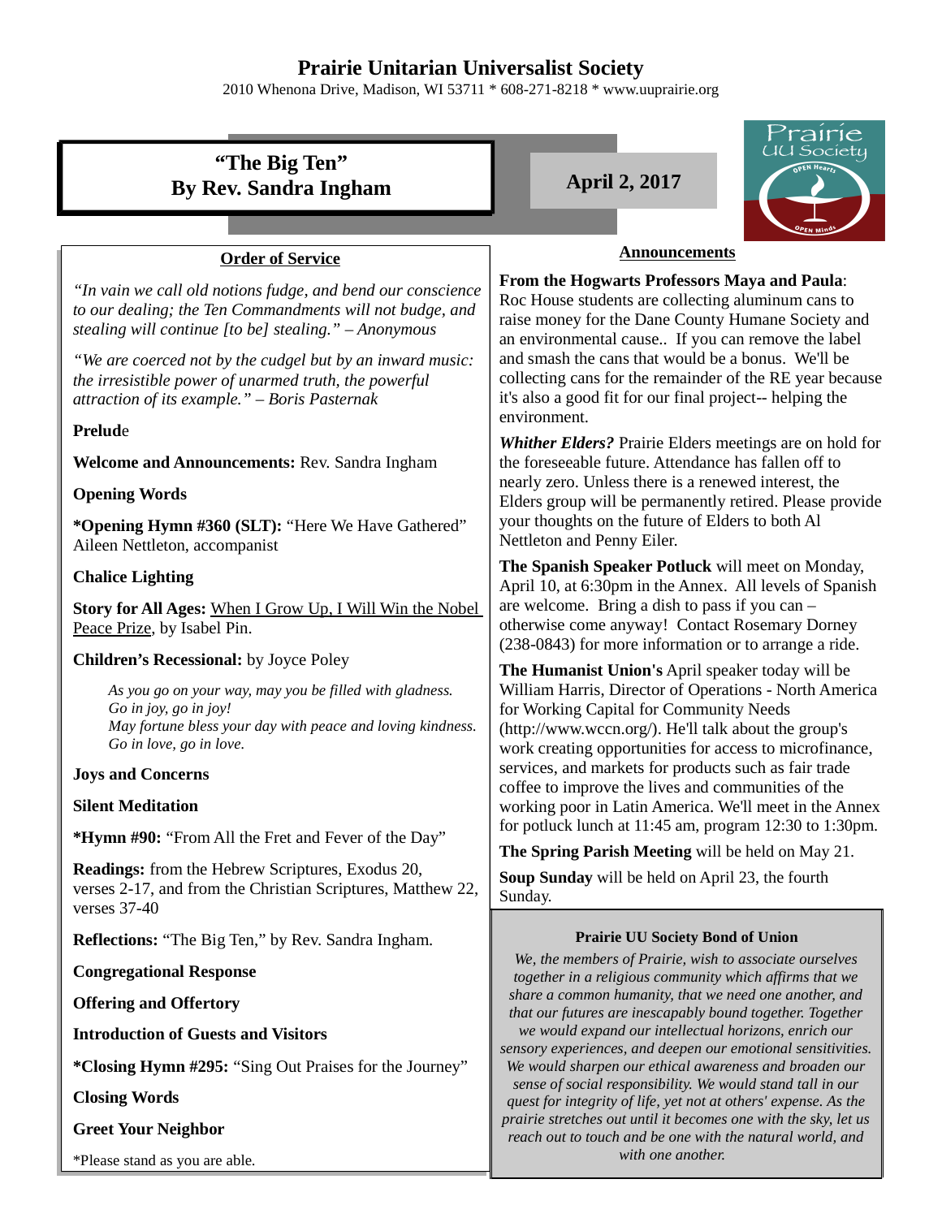# Prairie Unitarian Universalist Society

2010 Whenona Drive, Madison, WI 53711 * 608-271-8218 * www.uuprairie.org

## "The Big Ten"
## By Rev. Sandra Ingham

**April 2, 2017**

### Order of Service

*"In vain we call old notions fudge, and bend our conscience to our dealing; the Ten Commandments will not budge, and stealing will continue [to be] stealing." – Anonymous*

*"We are coerced not by the cudgel but by an inward music: the irresistible power of unarmed truth, the powerful attraction of its example." – Boris Pasternak*

**Prelude**

**Welcome and Announcements:** Rev. Sandra Ingham

**Opening Words**

***Opening Hymn #360 (SLT):** "Here We Have Gathered" Aileen Nettleton, accompanist

**Chalice Lighting**

**Story for All Ages:** When I Grow Up, I Will Win the Nobel Peace Prize, by Isabel Pin.

**Children's Recessional:** by Joyce Poley

> *As you go on your way, may you be filled with gladness.*
> *Go in joy, go in joy!*
> *May fortune bless your day with peace and loving kindness.*
> *Go in love, go in love.*

**Joys and Concerns**

**Silent Meditation**

***Hymn #90:** "From All the Fret and Fever of the Day"

**Readings:** from the Hebrew Scriptures, Exodus 20, verses 2-17, and from the Christian Scriptures, Matthew 22, verses 37-40

**Reflections:** "The Big Ten," by Rev. Sandra Ingham.

**Congregational Response**

**Offering and Offertory**

**Introduction of Guests and Visitors**

***Closing Hymn #295:** "Sing Out Praises for the Journey"

**Closing Words**

**Greet Your Neighbor**

*Please stand as you are able.

### Announcements

**From the Hogwarts Professors Maya and Paula**: Roc House students are collecting aluminum cans to raise money for the Dane County Humane Society and an environmental cause.. If you can remove the label and smash the cans that would be a bonus. We'll be collecting cans for the remainder of the RE year because it's also a good fit for our final project-- helping the environment.

***Whither Elders?*** Prairie Elders meetings are on hold for the foreseeable future. Attendance has fallen off to nearly zero. Unless there is a renewed interest, the Elders group will be permanently retired. Please provide your thoughts on the future of Elders to both Al Nettleton and Penny Eiler.

**The Spanish Speaker Potluck** will meet on Monday, April 10, at 6:30pm in the Annex. All levels of Spanish are welcome. Bring a dish to pass if you can – otherwise come anyway! Contact Rosemary Dorney (238-0843) for more information or to arrange a ride.

**The Humanist Union's** April speaker today will be William Harris, Director of Operations - North America for Working Capital for Community Needs (http://www.wccn.org/). He'll talk about the group's work creating opportunities for access to microfinance, services, and markets for products such as fair trade coffee to improve the lives and communities of the working poor in Latin America. We'll meet in the Annex for potluck lunch at 11:45 am, program 12:30 to 1:30pm.

**The Spring Parish Meeting** will be held on May 21.

**Soup Sunday** will be held on April 23, the fourth Sunday.

#### Prairie UU Society Bond of Union

*We, the members of Prairie, wish to associate ourselves together in a religious community which affirms that we share a common humanity, that we need one another, and that our futures are inescapably bound together. Together we would expand our intellectual horizons, enrich our sensory experiences, and deepen our emotional sensitivities. We would sharpen our ethical awareness and broaden our sense of social responsibility. We would stand tall in our quest for integrity of life, yet not at others' expense. As the prairie stretches out until it becomes one with the sky, let us reach out to touch and be one with the natural world, and with one another.*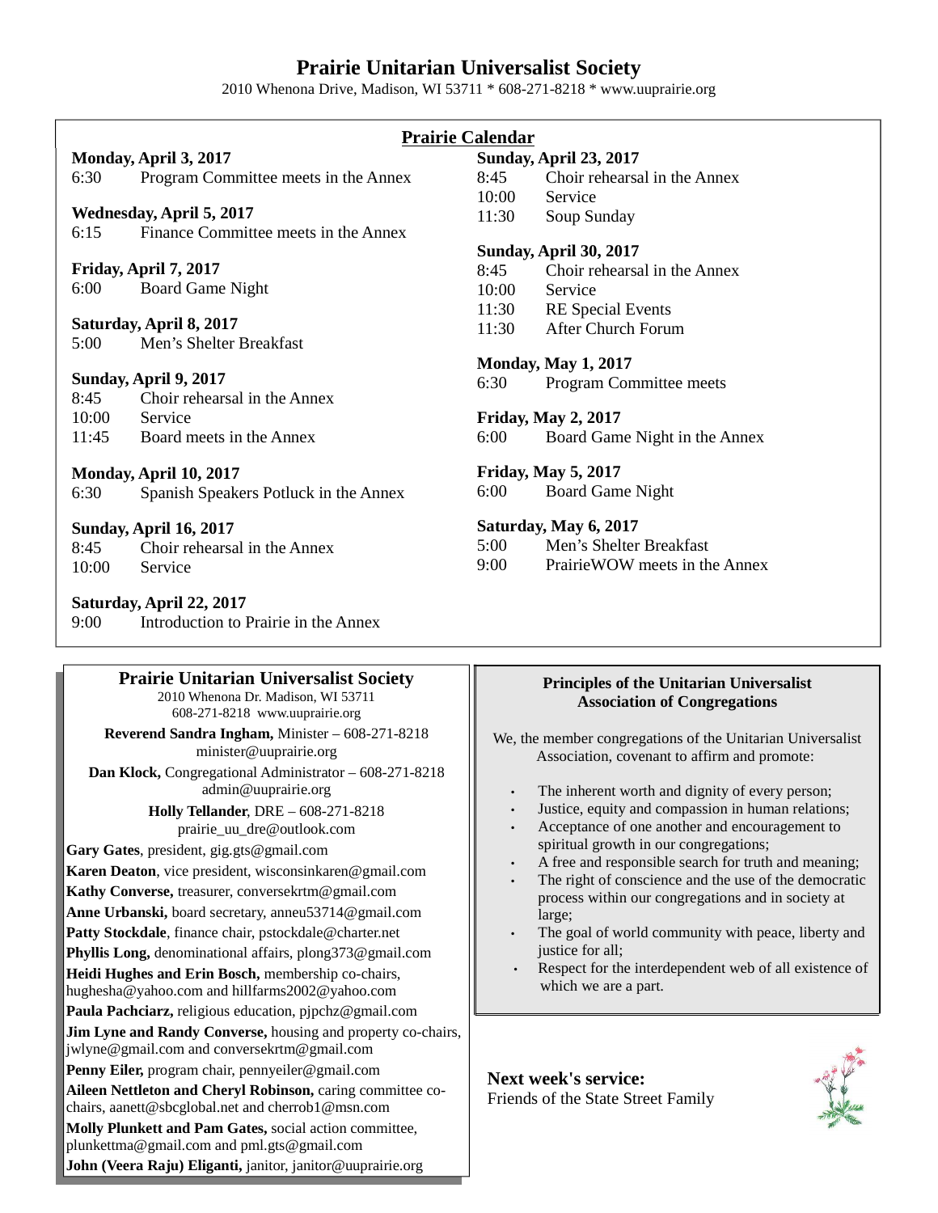# Prairie Unitarian Universalist Society

2010 Whenona Drive, Madison, WI 53711 * 608-271-8218 * www.uuprairie.org

## Prairie Calendar

**Monday, April 3, 2017**
6:30 Program Committee meets in the Annex

**Wednesday, April 5, 2017**
6:15 Finance Committee meets in the Annex

**Friday, April 7, 2017**
6:00 Board Game Night

**Saturday, April 8, 2017**
5:00 Men's Shelter Breakfast

**Sunday, April 9, 2017**
8:45 Choir rehearsal in the Annex
10:00 Service
11:45 Board meets in the Annex

**Monday, April 10, 2017**
6:30 Spanish Speakers Potluck in the Annex

**Sunday, April 16, 2017**
8:45 Choir rehearsal in the Annex
10:00 Service

**Saturday, April 22, 2017**
9:00 Introduction to Prairie in the Annex

**Sunday, April 23, 2017**
8:45 Choir rehearsal in the Annex
10:00 Service
11:30 Soup Sunday

**Sunday, April 30, 2017**
8:45 Choir rehearsal in the Annex
10:00 Service
11:30 RE Special Events
11:30 After Church Forum

**Monday, May 1, 2017**
6:30 Program Committee meets

**Friday, May 2, 2017**
6:00 Board Game Night in the Annex

**Friday, May 5, 2017**
6:00 Board Game Night

**Saturday, May 6, 2017**
5:00 Men's Shelter Breakfast
9:00 PrairieWOW meets in the Annex

## Prairie Unitarian Universalist Society

2010 Whenona Dr. Madison, WI 53711
608-271-8218 www.uuprairie.org

**Reverend Sandra Ingham,** Minister – 608-271-8218
minister@uuprairie.org

**Dan Klock,** Congregational Administrator – 608-271-8218
admin@uuprairie.org

**Holly Tellander**, DRE – 608-271-8218
prairie_uu_dre@outlook.com

**Gary Gates**, president, gig.gts@gmail.com
**Karen Deaton**, vice president, wisconsinkaren@gmail.com
**Kathy Converse,** treasurer, conversekrtm@gmail.com
**Anne Urbanski,** board secretary, anneu53714@gmail.com
**Patty Stockdale**, finance chair, pstockdale@charter.net
**Phyllis Long,** denominational affairs, plong373@gmail.com
**Heidi Hughes and Erin Bosch,** membership co-chairs, hughesha@yahoo.com and hillfarms2002@yahoo.com
**Paula Pachciarz,** religious education, pjpchz@gmail.com
**Jim Lyne and Randy Converse,** housing and property co-chairs, jwlyne@gmail.com and conversekrtm@gmail.com
**Penny Eiler,** program chair, pennyeiler@gmail.com
**Aileen Nettleton and Cheryl Robinson,** caring committee co-chairs, aanett@sbcglobal.net and cherrob1@msn.com
**Molly Plunkett and Pam Gates,** social action committee, plunkettma@gmail.com and pml.gts@gmail.com
**John (Veera Raju) Eliganti,** janitor, janitor@uuprairie.org

### Principles of the Unitarian Universalist Association of Congregations

We, the member congregations of the Unitarian Universalist Association, covenant to affirm and promote:

- The inherent worth and dignity of every person;
- Justice, equity and compassion in human relations;
- Acceptance of one another and encouragement to spiritual growth in our congregations;
- A free and responsible search for truth and meaning;
- The right of conscience and the use of the democratic process within our congregations and in society at large;
- The goal of world community with peace, liberty and justice for all;
- Respect for the interdependent web of all existence of which we are a part.

**Next week's service:**
Friends of the State Street Family